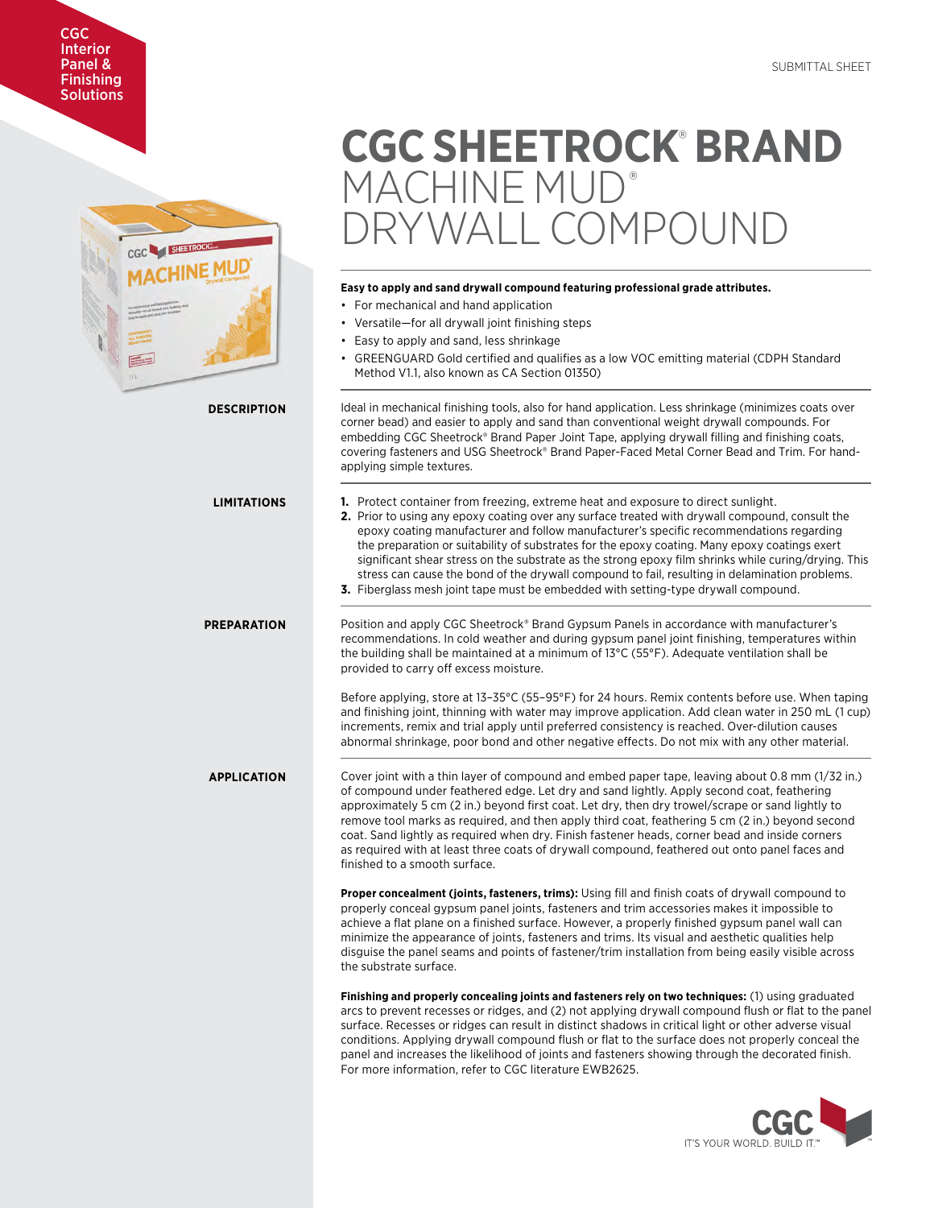CGC Interior Panel & Finishing Solutions

SUBMITTAL SHEET

# CGC SHEETROCK® BRAND MACHINE MUD® DRYWALL COMPOUND

**Easy to apply and sand drywall compound featuring professional grade attributes.**

- For mechanical and hand application
- Versatile—for all drywall joint finishing steps
- Easy to apply and sand, less shrinkage
- GREENGUARD Gold certified and qualifies as a low VOC emitting material (CDPH Standard Method V1.1, also known as CA Section 01350)

## DESCRIPTION

Ideal in mechanical finishing tools, also for hand application. Less shrinkage (minimizes coats over corner bead) and easier to apply and sand than conventional weight drywall compounds. For embedding CGC Sheetrock® Brand Paper Joint Tape, applying drywall filling and finishing coats, covering fasteners and USG Sheetrock® Brand Paper-Faced Metal Corner Bead and Trim. For hand-applying simple textures.

## LIMITATIONS

1. Protect container from freezing, extreme heat and exposure to direct sunlight.
2. Prior to using any epoxy coating over any surface treated with drywall compound, consult the epoxy coating manufacturer and follow manufacturer's specific recommendations regarding the preparation or suitability of substrates for the epoxy coating. Many epoxy coatings exert significant shear stress on the substrate as the strong epoxy film shrinks while curing/drying. This stress can cause the bond of the drywall compound to fail, resulting in delamination problems.
3. Fiberglass mesh joint tape must be embedded with setting-type drywall compound.

## PREPARATION

Position and apply CGC Sheetrock® Brand Gypsum Panels in accordance with manufacturer's recommendations. In cold weather and during gypsum panel joint finishing, temperatures within the building shall be maintained at a minimum of 13°C (55°F). Adequate ventilation shall be provided to carry off excess moisture.

Before applying, store at 13–35°C (55–95°F) for 24 hours. Remix contents before use. When taping and finishing joint, thinning with water may improve application. Add clean water in 250 mL (1 cup) increments, remix and trial apply until preferred consistency is reached. Over-dilution causes abnormal shrinkage, poor bond and other negative effects. Do not mix with any other material.

## APPLICATION

Cover joint with a thin layer of compound and embed paper tape, leaving about 0.8 mm (1/32 in.) of compound under feathered edge. Let dry and sand lightly. Apply second coat, feathering approximately 5 cm (2 in.) beyond first coat. Let dry, then dry trowel/scrape or sand lightly to remove tool marks as required, and then apply third coat, feathering 5 cm (2 in.) beyond second coat. Sand lightly as required when dry. Finish fastener heads, corner bead and inside corners as required with at least three coats of drywall compound, feathered out onto panel faces and finished to a smooth surface.

**Proper concealment (joints, fasteners, trims):** Using fill and finish coats of drywall compound to properly conceal gypsum panel joints, fasteners and trim accessories makes it impossible to achieve a flat plane on a finished surface. However, a properly finished gypsum panel wall can minimize the appearance of joints, fasteners and trims. Its visual and aesthetic qualities help disguise the panel seams and points of fastener/trim installation from being easily visible across the substrate surface.

**Finishing and properly concealing joints and fasteners rely on two techniques:** (1) using graduated arcs to prevent recesses or ridges, and (2) not applying drywall compound flush or flat to the panel surface. Recesses or ridges can result in distinct shadows in critical light or other adverse visual conditions. Applying drywall compound flush or flat to the surface does not properly conceal the panel and increases the likelihood of joints and fasteners showing through the decorated finish. For more information, refer to CGC literature EWB2625.

CGC IT'S YOUR WORLD. BUILD IT.™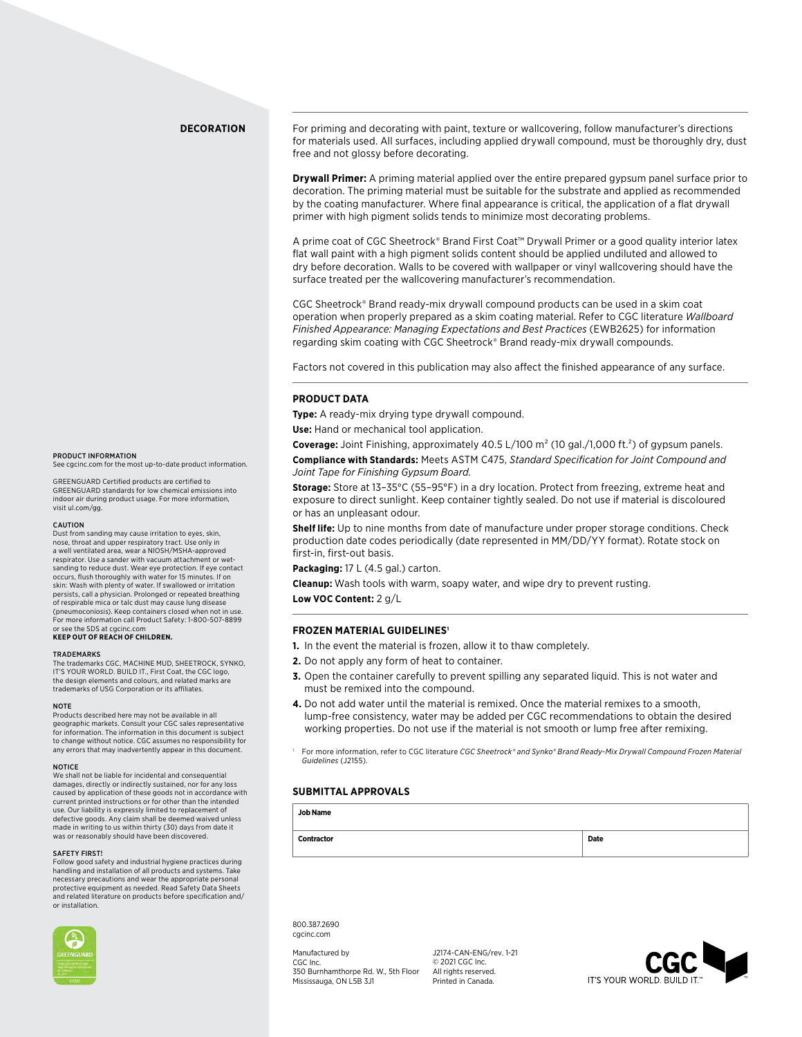## DECORATION

For priming and decorating with paint, texture or wallcovering, follow manufacturer's directions for materials used. All surfaces, including applied drywall compound, must be thoroughly dry, dust free and not glossy before decorating.

**Drywall Primer:** A priming material applied over the entire prepared gypsum panel surface prior to decoration. The priming material must be suitable for the substrate and applied as recommended by the coating manufacturer. Where final appearance is critical, the application of a flat drywall primer with high pigment solids tends to minimize most decorating problems.

A prime coat of CGC Sheetrock® Brand First Coat™ Drywall Primer or a good quality interior latex flat wall paint with a high pigment solids content should be applied undiluted and allowed to dry before decoration. Walls to be covered with wallpaper or vinyl wallcovering should have the surface treated per the wallcovering manufacturer's recommendation.

CGC Sheetrock® Brand ready-mix drywall compound products can be used in a skim coat operation when properly prepared as a skim coating material. Refer to CGC literature *Wallboard Finished Appearance: Managing Expectations and Best Practices* (EWB2625) for information regarding skim coating with CGC Sheetrock® Brand ready-mix drywall compounds.

Factors not covered in this publication may also affect the finished appearance of any surface.

## PRODUCT DATA

**Type:** A ready-mix drying type drywall compound.

**Use:** Hand or mechanical tool application.

**Coverage:** Joint Finishing, approximately 40.5 L/100 m² (10 gal./1,000 ft.²) of gypsum panels.

**Compliance with Standards:** Meets ASTM C475, *Standard Specification for Joint Compound and Joint Tape for Finishing Gypsum Board.*

**Storage:** Store at 13–35°C (55–95°F) in a dry location. Protect from freezing, extreme heat and exposure to direct sunlight. Keep container tightly sealed. Do not use if material is discoloured or has an unpleasant odour.

**Shelf life:** Up to nine months from date of manufacture under proper storage conditions. Check production date codes periodically (date represented in MM/DD/YY format). Rotate stock on first-in, first-out basis.

**Packaging:** 17 L (4.5 gal.) carton.

**Cleanup:** Wash tools with warm, soapy water, and wipe dry to prevent rusting.

**Low VOC Content:** 2 g/L

## FROZEN MATERIAL GUIDELINES[1]

1. In the event the material is frozen, allow it to thaw completely.
2. Do not apply any form of heat to container.
3. Open the container carefully to prevent spilling any separated liquid. This is not water and must be remixed into the compound.
4. Do not add water until the material is remixed. Once the material remixes to a smooth, lump-free consistency, water may be added per CGC recommendations to obtain the desired working properties. Do not use if the material is not smooth or lump free after remixing.

[1] For more information, refer to CGC literature *CGC Sheetrock® and Synko® Brand Ready-Mix Drywall Compound Frozen Material Guidelines* (J2155).

## SUBMITTAL APPROVALS

| | |
|---|---|
| **Job Name** | |
| **Contractor** | **Date** |

### PRODUCT INFORMATION

See cgcinc.com for the most up-to-date product information.

GREENGUARD Certified products are certified to GREENGUARD standards for low chemical emissions into indoor air during product usage. For more information, visit ul.com/gg.

### CAUTION

Dust from sanding may cause irritation to eyes, skin, nose, throat and upper respiratory tract. Use only in a well ventilated area, wear a NIOSH/MSHA-approved respirator. Use a sander with vacuum attachment or wet-sanding to reduce dust. Wear eye protection. If eye contact occurs, flush thoroughly with water for 15 minutes. If on skin: Wash with plenty of water. If swallowed or irritation persists, call a physician. Prolonged or repeated breathing of respirable mica or talc dust may cause lung disease (pneumoconiosis). Keep containers closed when not in use. For more information call Product Safety: 1-800-507-8899 or see the SDS at cgcinc.com

**KEEP OUT OF REACH OF CHILDREN.**

### TRADEMARKS

The trademarks CGC, MACHINE MUD, SHEETROCK, SYNKO, IT'S YOUR WORLD. BUILD IT., First Coat, the CGC logo, the design elements and colours, and related marks are trademarks of USG Corporation or its affiliates.

### NOTE

Products described here may not be available in all geographic markets. Consult your CGC sales representative for information. The information in this document is subject to change without notice. CGC assumes no responsibility for any errors that may inadvertently appear in this document.

### NOTICE

We shall not be liable for incidental and consequential damages, directly or indirectly sustained, nor for any loss caused by application of these goods not in accordance with current printed instructions or for other than the intended use. Our liability is expressly limited to replacement of defective goods. Any claim shall be deemed waived unless made in writing to us within thirty (30) days from date it was or reasonably should have been discovered.

### SAFETY FIRST!

Follow good safety and industrial hygiene practices during handling and installation of all products and systems. Take necessary precautions and wear the appropriate personal protective equipment as needed. Read Safety Data Sheets and related literature on products before specification and/or installation.

800.387.2690
cgcinc.com

Manufactured by
CGC Inc.
350 Burnhamthorpe Rd. W., 5th Floor
Mississauga, ON L5B 3J1

J2174-CAN-ENG/rev. 1-21
© 2021 CGC Inc.
All rights reserved.
Printed in Canada.

CGC
IT'S YOUR WORLD. BUILD IT.™